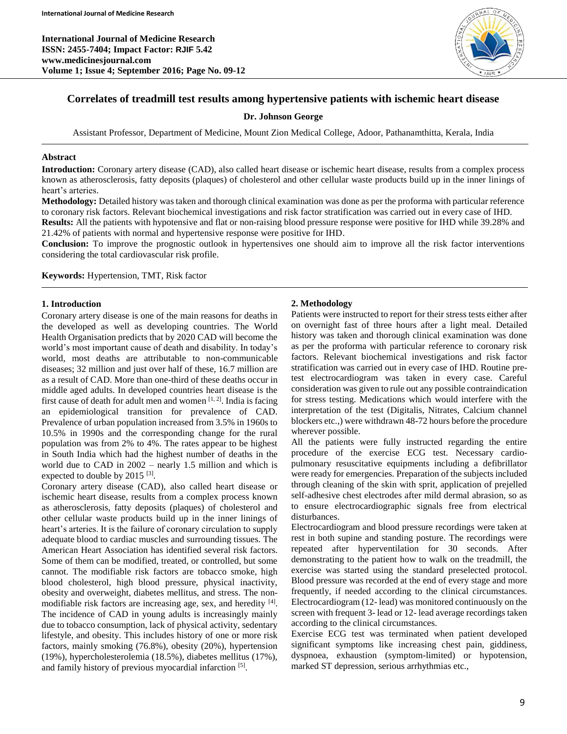# Correlates of treadmill test results among hypertensive patients with ischemic heart disease

**Dr. Johnson George**

Assistant Professor, Department of Medicine, Mount Zion Medical College, Adoor, Pathanamthitta, Kerala, India

## Abstract

**Introduction:** Coronary artery disease (CAD), also called heart disease or ischemic heart disease, results from a complex process known as atherosclerosis, fatty deposits (plaques) of cholesterol and other cellular waste products build up in the inner linings of heart's arteries.

**Methodology:** Detailed history was taken and thorough clinical examination was done as per the proforma with particular reference to coronary risk factors. Relevant biochemical investigations and risk factor stratification was carried out in every case of IHD.

**Results:** All the patients with hypotensive and flat or non-raising blood pressure response were positive for IHD while 39.28% and 21.42% of patients with normal and hypertensive response were positive for IHD.

**Conclusion:** To improve the prognostic outlook in hypertensives one should aim to improve all the risk factor interventions considering the total cardiovascular risk profile.

**Keywords:** Hypertension, TMT, Risk factor

## 1. Introduction

Coronary artery disease is one of the main reasons for deaths in the developed as well as developing countries. The World Health Organisation predicts that by 2020 CAD will become the world's most important cause of death and disability. In today's world, most deaths are attributable to non-communicable diseases; 32 million and just over half of these, 16.7 million are as a result of CAD. More than one-third of these deaths occur in middle aged adults. In developed countries heart disease is the first cause of death for adult men and women [1, 2]. India is facing an epidemiological transition for prevalence of CAD. Prevalence of urban population increased from 3.5% in 1960s to 10.5% in 1990s and the corresponding change for the rural population was from 2% to 4%. The rates appear to be highest in South India which had the highest number of deaths in the world due to CAD in 2002 – nearly 1.5 million and which is expected to double by 2015 [3].

Coronary artery disease (CAD), also called heart disease or ischemic heart disease, results from a complex process known as atherosclerosis, fatty deposits (plaques) of cholesterol and other cellular waste products build up in the inner linings of heart's arteries. It is the failure of coronary circulation to supply adequate blood to cardiac muscles and surrounding tissues. The American Heart Association has identified several risk factors. Some of them can be modified, treated, or controlled, but some cannot. The modifiable risk factors are tobacco smoke, high blood cholesterol, high blood pressure, physical inactivity, obesity and overweight, diabetes mellitus, and stress. The non-modifiable risk factors are increasing age, sex, and heredity [4]. The incidence of CAD in young adults is increasingly mainly due to tobacco consumption, lack of physical activity, sedentary lifestyle, and obesity. This includes history of one or more risk factors, mainly smoking (76.8%), obesity (20%), hypertension (19%), hypercholesterolemia (18.5%), diabetes mellitus (17%), and family history of previous myocardial infarction [5].

## 2. Methodology

Patients were instructed to report for their stress tests either after on overnight fast of three hours after a light meal. Detailed history was taken and thorough clinical examination was done as per the proforma with particular reference to coronary risk factors. Relevant biochemical investigations and risk factor stratification was carried out in every case of IHD. Routine pre-test electrocardiogram was taken in every case. Careful consideration was given to rule out any possible contraindication for stress testing. Medications which would interfere with the interpretation of the test (Digitalis, Nitrates, Calcium channel blockers etc.,) were withdrawn 48-72 hours before the procedure wherever possible.

All the patients were fully instructed regarding the entire procedure of the exercise ECG test. Necessary cardio-pulmonary resuscitative equipments including a defibrillator were ready for emergencies. Preparation of the subjects included through cleaning of the skin with sprit, application of prejelled self-adhesive chest electrodes after mild dermal abrasion, so as to ensure electrocardiographic signals free from electrical disturbances.

Electrocardiogram and blood pressure recordings were taken at rest in both supine and standing posture. The recordings were repeated after hyperventilation for 30 seconds. After demonstrating to the patient how to walk on the treadmill, the exercise was started using the standard preselected protocol. Blood pressure was recorded at the end of every stage and more frequently, if needed according to the clinical circumstances. Electrocardiogram (12- lead) was monitored continuously on the screen with frequent 3- lead or 12- lead average recordings taken according to the clinical circumstances.

Exercise ECG test was terminated when patient developed significant symptoms like increasing chest pain, giddiness, dyspnoea, exhaustion (symptom-limited) or hypotension, marked ST depression, serious arrhythmias etc.,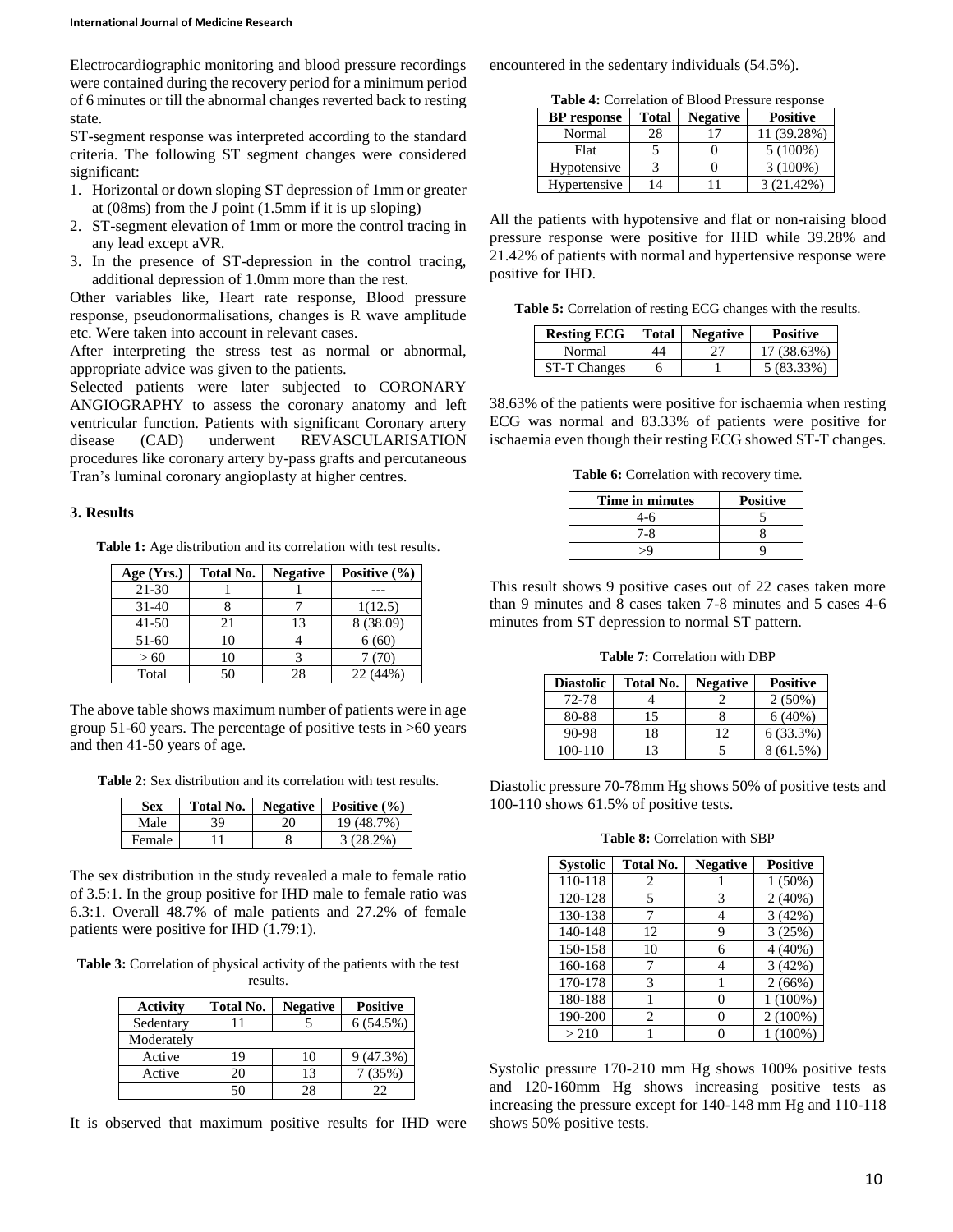Electrocardiographic monitoring and blood pressure recordings were contained during the recovery period for a minimum period of 6 minutes or till the abnormal changes reverted back to resting state.

ST-segment response was interpreted according to the standard criteria. The following ST segment changes were considered significant:

1. Horizontal or down sloping ST depression of 1mm or greater at (08ms) from the J point (1.5mm if it is up sloping)
2. ST-segment elevation of 1mm or more the control tracing in any lead except aVR.
3. In the presence of ST-depression in the control tracing, additional depression of 1.0mm more than the rest.

Other variables like, Heart rate response, Blood pressure response, pseudonormalisations, changes is R wave amplitude etc. Were taken into account in relevant cases.

After interpreting the stress test as normal or abnormal, appropriate advice was given to the patients.

Selected patients were later subjected to CORONARY ANGIOGRAPHY to assess the coronary anatomy and left ventricular function. Patients with significant Coronary artery disease (CAD) underwent REVASCULARISATION procedures like coronary artery by-pass grafts and percutaneous Tran's luminal coronary angioplasty at higher centres.

## 3. Results

**Table 1:** Age distribution and its correlation with test results.

| Age (Yrs.) | Total No. | Negative | Positive (%) |
|---|---|---|---|
| 21-30 | 1 | 1 | --- |
| 31-40 | 8 | 7 | 1(12.5) |
| 41-50 | 21 | 13 | 8 (38.09) |
| 51-60 | 10 | 4 | 6 (60) |
| > 60 | 10 | 3 | 7 (70) |
| Total | 50 | 28 | 22 (44%) |

The above table shows maximum number of patients were in age group 51-60 years. The percentage of positive tests in >60 years and then 41-50 years of age.

**Table 2:** Sex distribution and its correlation with test results.

| Sex | Total No. | Negative | Positive (%) |
|---|---|---|---|
| Male | 39 | 20 | 19 (48.7%) |
| Female | 11 | 8 | 3 (28.2%) |

The sex distribution in the study revealed a male to female ratio of 3.5:1. In the group positive for IHD male to female ratio was 6.3:1. Overall 48.7% of male patients and 27.2% of female patients were positive for IHD (1.79:1).

**Table 3:** Correlation of physical activity of the patients with the test results.

| Activity | Total No. | Negative | Positive |
|---|---|---|---|
| Sedentary | 11 | 5 | 6 (54.5%) |
| Moderately | | | |
| Active | 19 | 10 | 9 (47.3%) |
| Active | 20 | 13 | 7 (35%) |
| | 50 | 28 | 22 |

It is observed that maximum positive results for IHD were encountered in the sedentary individuals (54.5%).

**Table 4:** Correlation of Blood Pressure response

| BP response | Total | Negative | Positive |
|---|---|---|---|
| Normal | 28 | 17 | 11 (39.28%) |
| Flat | 5 | 0 | 5 (100%) |
| Hypotensive | 3 | 0 | 3 (100%) |
| Hypertensive | 14 | 11 | 3 (21.42%) |

All the patients with hypotensive and flat or non-raising blood pressure response were positive for IHD while 39.28% and 21.42% of patients with normal and hypertensive response were positive for IHD.

**Table 5:** Correlation of resting ECG changes with the results.

| Resting ECG | Total | Negative | Positive |
|---|---|---|---|
| Normal | 44 | 27 | 17 (38.63%) |
| ST-T Changes | 6 | 1 | 5 (83.33%) |

38.63% of the patients were positive for ischaemia when resting ECG was normal and 83.33% of patients were positive for ischaemia even though their resting ECG showed ST-T changes.

**Table 6:** Correlation with recovery time.

| Time in minutes | Positive |
|---|---|
| 4-6 | 5 |
| 7-8 | 8 |
| >9 | 9 |

This result shows 9 positive cases out of 22 cases taken more than 9 minutes and 8 cases taken 7-8 minutes and 5 cases 4-6 minutes from ST depression to normal ST pattern.

**Table 7:** Correlation with DBP

| Diastolic | Total No. | Negative | Positive |
|---|---|---|---|
| 72-78 | 4 | 2 | 2 (50%) |
| 80-88 | 15 | 8 | 6 (40%) |
| 90-98 | 18 | 12 | 6 (33.3%) |
| 100-110 | 13 | 5 | 8 (61.5%) |

Diastolic pressure 70-78mm Hg shows 50% of positive tests and 100-110 shows 61.5% of positive tests.

**Table 8:** Correlation with SBP

| Systolic | Total No. | Negative | Positive |
|---|---|---|---|
| 110-118 | 2 | 1 | 1 (50%) |
| 120-128 | 5 | 3 | 2 (40%) |
| 130-138 | 7 | 4 | 3 (42%) |
| 140-148 | 12 | 9 | 3 (25%) |
| 150-158 | 10 | 6 | 4 (40%) |
| 160-168 | 7 | 4 | 3 (42%) |
| 170-178 | 3 | 1 | 2 (66%) |
| 180-188 | 1 | 0 | 1 (100%) |
| 190-200 | 2 | 0 | 2 (100%) |
| > 210 | 1 | 0 | 1 (100%) |

Systolic pressure 170-210 mm Hg shows 100% positive tests and 120-160mm Hg shows increasing positive tests as increasing the pressure except for 140-148 mm Hg and 110-118 shows 50% positive tests.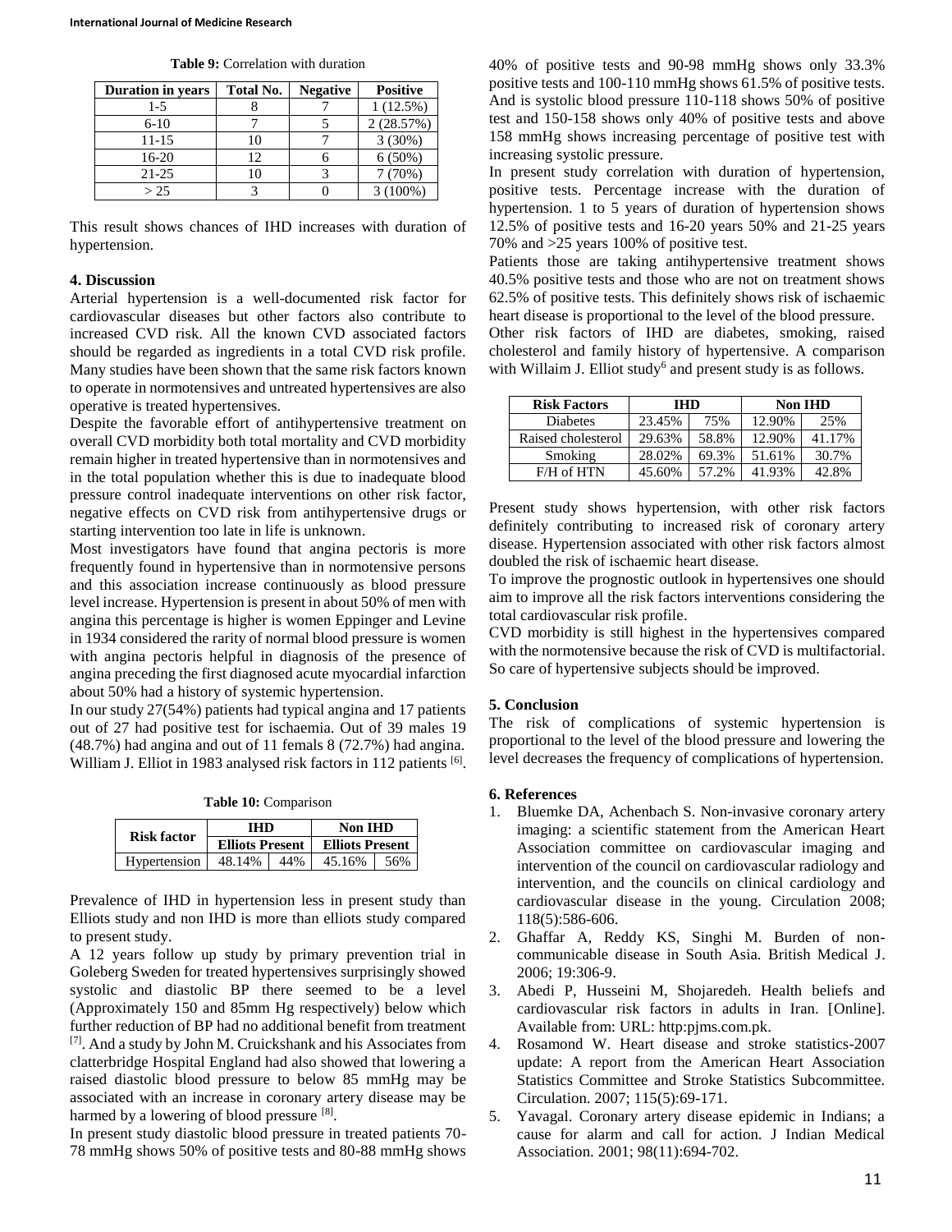**Table 9:** Correlation with duration

| Duration in years | Total No. | Negative | Positive |
|---|---|---|---|
| 1-5 | 8 | 7 | 1 (12.5%) |
| 6-10 | 7 | 5 | 2 (28.57%) |
| 11-15 | 10 | 7 | 3 (30%) |
| 16-20 | 12 | 6 | 6 (50%) |
| 21-25 | 10 | 3 | 7 (70%) |
| > 25 | 3 | 0 | 3 (100%) |

This result shows chances of IHD increases with duration of hypertension.

## 4. Discussion

Arterial hypertension is a well-documented risk factor for cardiovascular diseases but other factors also contribute to increased CVD risk. All the known CVD associated factors should be regarded as ingredients in a total CVD risk profile. Many studies have been shown that the same risk factors known to operate in normotensives and untreated hypertensives are also operative is treated hypertensives.

Despite the favorable effort of antihypertensive treatment on overall CVD morbidity both total mortality and CVD morbidity remain higher in treated hypertensive than in normotensives and in the total population whether this is due to inadequate blood pressure control inadequate interventions on other risk factor, negative effects on CVD risk from antihypertensive drugs or starting intervention too late in life is unknown.

Most investigators have found that angina pectoris is more frequently found in hypertensive than in normotensive persons and this association increase continuously as blood pressure level increase. Hypertension is present in about 50% of men with angina this percentage is higher is women Eppinger and Levine in 1934 considered the rarity of normal blood pressure is women with angina pectoris helpful in diagnosis of the presence of angina preceding the first diagnosed acute myocardial infarction about 50% had a history of systemic hypertension.

In our study 27(54%) patients had typical angina and 17 patients out of 27 had positive test for ischaemia. Out of 39 males 19 (48.7%) had angina and out of 11 femals 8 (72.7%) had angina. William J. Elliot in 1983 analysed risk factors in 112 patients [6].

**Table 10:** Comparison

| Risk factor | IHD | | Non IHD | |
|---|---|---|---|---|
| | Elliots | Present | Elliots | Present |
| Hypertension | 48.14% | 44% | 45.16% | 56% |

Prevalence of IHD in hypertension less in present study than Elliots study and non IHD is more than elliots study compared to present study.

A 12 years follow up study by primary prevention trial in Goleberg Sweden for treated hypertensives surprisingly showed systolic and diastolic BP there seemed to be a level (Approximately 150 and 85mm Hg respectively) below which further reduction of BP had no additional benefit from treatment [7]. And a study by John M. Cruickshank and his Associates from clatterbridge Hospital England had also showed that lowering a raised diastolic blood pressure to below 85 mmHg may be associated with an increase in coronary artery disease may be harmed by a lowering of blood pressure [8].

In present study diastolic blood pressure in treated patients 70-78 mmHg shows 50% of positive tests and 80-88 mmHg shows 40% of positive tests and 90-98 mmHg shows only 33.3% positive tests and 100-110 mmHg shows 61.5% of positive tests. And is systolic blood pressure 110-118 shows 50% of positive test and 150-158 shows only 40% of positive tests and above 158 mmHg shows increasing percentage of positive test with increasing systolic pressure.

In present study correlation with duration of hypertension, positive tests. Percentage increase with the duration of hypertension. 1 to 5 years of duration of hypertension shows 12.5% of positive tests and 16-20 years 50% and 21-25 years 70% and >25 years 100% of positive test.

Patients those are taking antihypertensive treatment shows 40.5% positive tests and those who are not on treatment shows 62.5% of positive tests. This definitely shows risk of ischaemic heart disease is proportional to the level of the blood pressure.

Other risk factors of IHD are diabetes, smoking, raised cholesterol and family history of hypertensive. A comparison with Willaim J. Elliot study[6] and present study is as follows.

| Risk Factors | IHD | | Non IHD | |
|---|---|---|---|---|
| Diabetes | 23.45% | 75% | 12.90% | 25% |
| Raised cholesterol | 29.63% | 58.8% | 12.90% | 41.17% |
| Smoking | 28.02% | 69.3% | 51.61% | 30.7% |
| F/H of HTN | 45.60% | 57.2% | 41.93% | 42.8% |

Present study shows hypertension, with other risk factors definitely contributing to increased risk of coronary artery disease. Hypertension associated with other risk factors almost doubled the risk of ischaemic heart disease.

To improve the prognostic outlook in hypertensives one should aim to improve all the risk factors interventions considering the total cardiovascular risk profile.

CVD morbidity is still highest in the hypertensives compared with the normotensive because the risk of CVD is multifactorial. So care of hypertensive subjects should be improved.

## 5. Conclusion

The risk of complications of systemic hypertension is proportional to the level of the blood pressure and lowering the level decreases the frequency of complications of hypertension.

## 6. References

1. Bluemke DA, Achenbach S. Non-invasive coronary artery imaging: a scientific statement from the American Heart Association committee on cardiovascular imaging and intervention of the council on cardiovascular radiology and intervention, and the councils on clinical cardiology and cardiovascular disease in the young. Circulation 2008; 118(5):586-606.
2. Ghaffar A, Reddy KS, Singhi M. Burden of non-communicable disease in South Asia. British Medical J. 2006; 19:306-9.
3. Abedi P, Husseini M, Shojaredeh. Health beliefs and cardiovascular risk factors in adults in Iran. [Online]. Available from: URL: http:pjms.com.pk.
4. Rosamond W. Heart disease and stroke statistics-2007 update: A report from the American Heart Association Statistics Committee and Stroke Statistics Subcommittee. Circulation. 2007; 115(5):69-171.
5. Yavagal. Coronary artery disease epidemic in Indians; a cause for alarm and call for action. J Indian Medical Association. 2001; 98(11):694-702.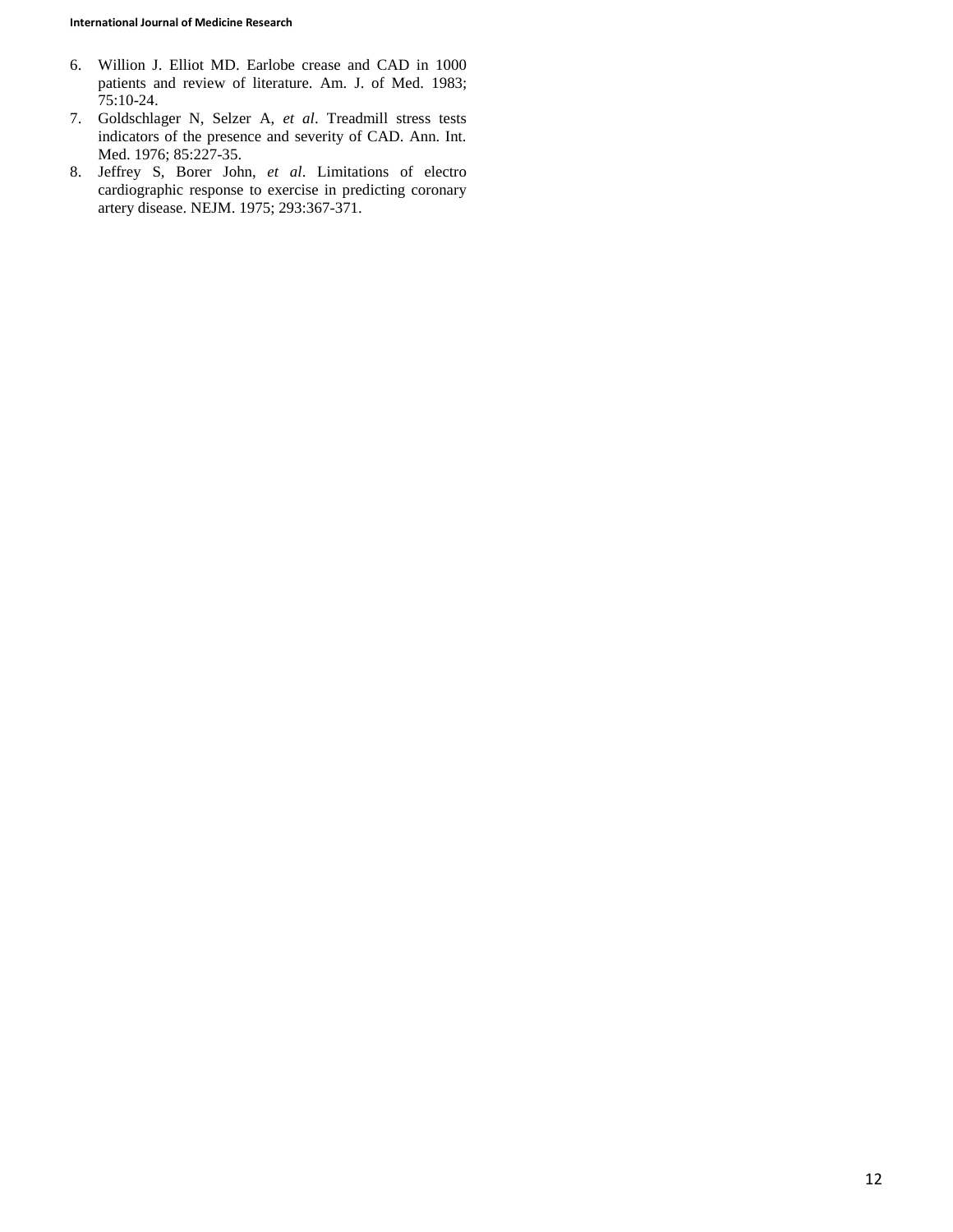6. Willion J. Elliot MD. Earlobe crease and CAD in 1000 patients and review of literature. Am. J. of Med. 1983; 75:10-24.
7. Goldschlager N, Selzer A, *et al*. Treadmill stress tests indicators of the presence and severity of CAD. Ann. Int. Med. 1976; 85:227-35.
8. Jeffrey S, Borer John, *et al*. Limitations of electro cardiographic response to exercise in predicting coronary artery disease. NEJM. 1975; 293:367-371.